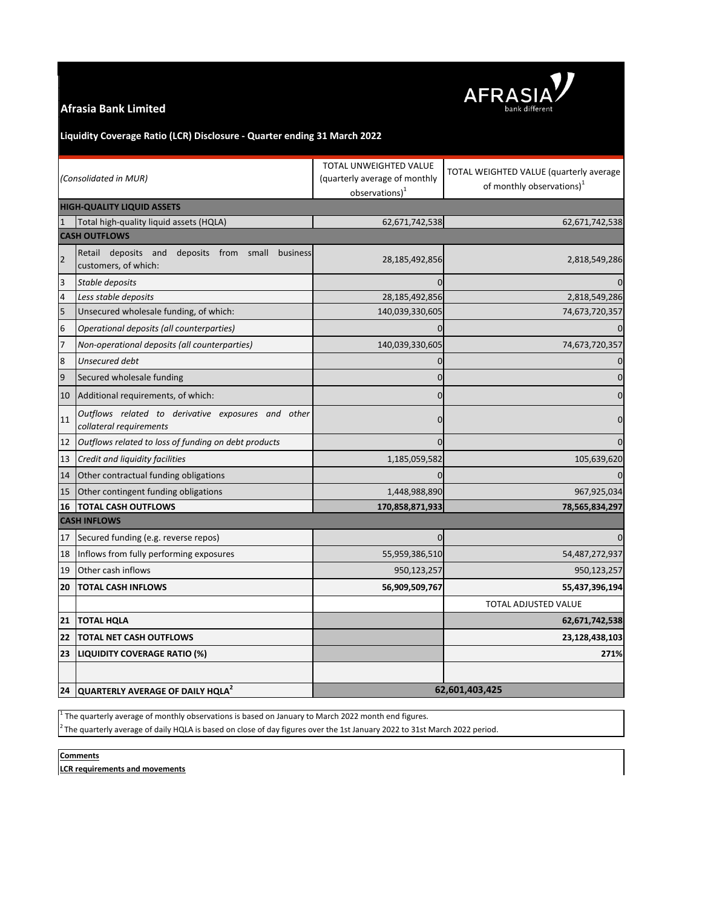**Afrasia Bank Limited**

**Liquidity Coverage Ratio (LCR) Disclosure - Quarter ending 31 March 2022**

| | *(Consolidated in MUR)* | TOTAL UNWEIGHTED VALUE (quarterly average of monthly observations)[1] | TOTAL WEIGHTED VALUE (quarterly average of monthly observations)[1] |
|---|---|---|---|
| | **HIGH-QUALITY LIQUID ASSETS** | | |
| 1 | Total high-quality liquid assets (HQLA) | 62,671,742,538 | 62,671,742,538 |
| | **CASH OUTFLOWS** | | |
| 2 | Retail deposits and deposits from small business customers, of which: | 28,185,492,856 | 2,818,549,286 |
| 3 | *Stable deposits* | 0 | 0 |
| 4 | *Less stable deposits* | 28,185,492,856 | 2,818,549,286 |
| 5 | Unsecured wholesale funding, of which: | 140,039,330,605 | 74,673,720,357 |
| 6 | *Operational deposits (all counterparties)* | 0 | 0 |
| 7 | *Non-operational deposits (all counterparties)* | 140,039,330,605 | 74,673,720,357 |
| 8 | *Unsecured debt* | 0 | 0 |
| 9 | Secured wholesale funding | 0 | 0 |
| 10 | Additional requirements, of which: | 0 | 0 |
| 11 | *Outflows related to derivative exposures and other collateral requirements* | 0 | 0 |
| 12 | *Outflows related to loss of funding on debt products* | 0 | 0 |
| 13 | *Credit and liquidity facilities* | 1,185,059,582 | 105,639,620 |
| 14 | Other contractual funding obligations | 0 | 0 |
| 15 | Other contingent funding obligations | 1,448,988,890 | 967,925,034 |
| **16** | **TOTAL CASH OUTFLOWS** | **170,858,871,933** | **78,565,834,297** |
| | **CASH INFLOWS** | | |
| 17 | Secured funding (e.g. reverse repos) | 0 | 0 |
| 18 | Inflows from fully performing exposures | 55,959,386,510 | 54,487,272,937 |
| 19 | Other cash inflows | 950,123,257 | 950,123,257 |
| **20** | **TOTAL CASH INFLOWS** | **56,909,509,767** | **55,437,396,194** |
| | | | TOTAL ADJUSTED VALUE |
| **21** | **TOTAL HQLA** | | **62,671,742,538** |
| **22** | **TOTAL NET CASH OUTFLOWS** | | **23,128,438,103** |
| **23** | **LIQUIDITY COVERAGE RATIO (%)** | | **271%** |
| | | | |
| **24** | **QUARTERLY AVERAGE OF DAILY HQLA**[2] | **62,601,403,425** | |

[1] The quarterly average of monthly observations is based on January to March 2022 month end figures.
[2] The quarterly average of daily HQLA is based on close of day figures over the 1st January 2022 to 31st March 2022 period.

**Comments**

**LCR requirements and movements**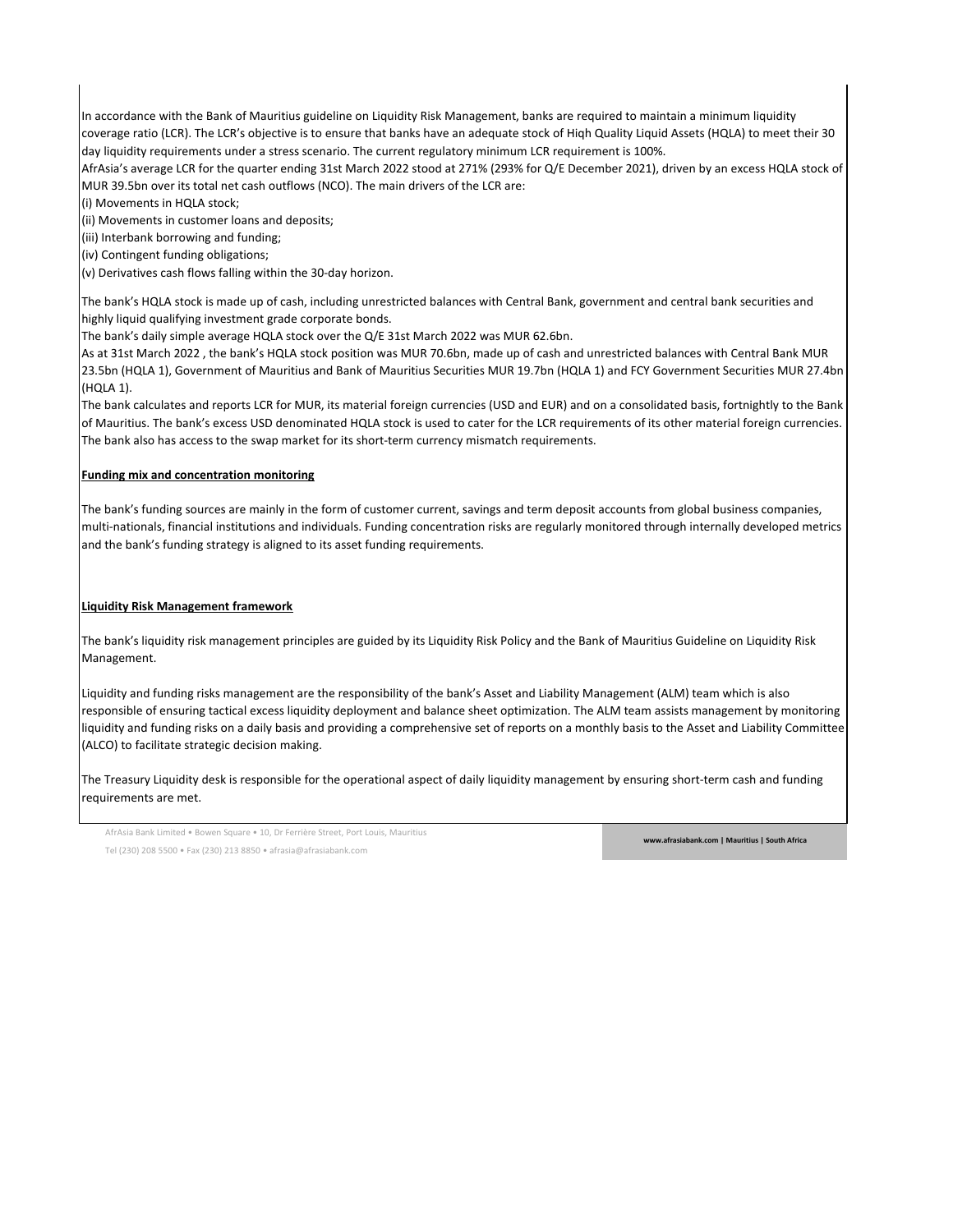In accordance with the Bank of Mauritius guideline on Liquidity Risk Management, banks are required to maintain a minimum liquidity coverage ratio (LCR). The LCR's objective is to ensure that banks have an adequate stock of Hiqh Quality Liquid Assets (HQLA) to meet their 30 day liquidity requirements under a stress scenario. The current regulatory minimum LCR requirement is 100%.

AfrAsia's average LCR for the quarter ending 31st March 2022 stood at 271% (293% for Q/E December 2021), driven by an excess HQLA stock of MUR 39.5bn over its total net cash outflows (NCO). The main drivers of the LCR are:

(i) Movements in HQLA stock;

(ii) Movements in customer loans and deposits;

(iii) Interbank borrowing and funding;

(iv) Contingent funding obligations;

(v) Derivatives cash flows falling within the 30-day horizon.

The bank's HQLA stock is made up of cash, including unrestricted balances with Central Bank, government and central bank securities and highly liquid qualifying investment grade corporate bonds.

The bank's daily simple average HQLA stock over the Q/E 31st March 2022 was MUR 62.6bn.

As at 31st March 2022 , the bank's HQLA stock position was MUR 70.6bn, made up of cash and unrestricted balances with Central Bank MUR 23.5bn (HQLA 1), Government of Mauritius and Bank of Mauritius Securities MUR 19.7bn (HQLA 1) and FCY Government Securities MUR 27.4bn (HQLA 1).

The bank calculates and reports LCR for MUR, its material foreign currencies (USD and EUR) and on a consolidated basis, fortnightly to the Bank of Mauritius. The bank's excess USD denominated HQLA stock is used to cater for the LCR requirements of its other material foreign currencies. The bank also has access to the swap market for its short-term currency mismatch requirements.

**Funding mix and concentration monitoring**

The bank's funding sources are mainly in the form of customer current, savings and term deposit accounts from global business companies, multi-nationals, financial institutions and individuals. Funding concentration risks are regularly monitored through internally developed metrics and the bank's funding strategy is aligned to its asset funding requirements.

**Liquidity Risk Management framework**

The bank's liquidity risk management principles are guided by its Liquidity Risk Policy and the Bank of Mauritius Guideline on Liquidity Risk Management.

Liquidity and funding risks management are the responsibility of the bank's Asset and Liability Management (ALM) team which is also responsible of ensuring tactical excess liquidity deployment and balance sheet optimization. The ALM team assists management by monitoring liquidity and funding risks on a daily basis and providing a comprehensive set of reports on a monthly basis to the Asset and Liability Committee (ALCO) to facilitate strategic decision making.

The Treasury Liquidity desk is responsible for the operational aspect of daily liquidity management by ensuring short-term cash and funding requirements are met.